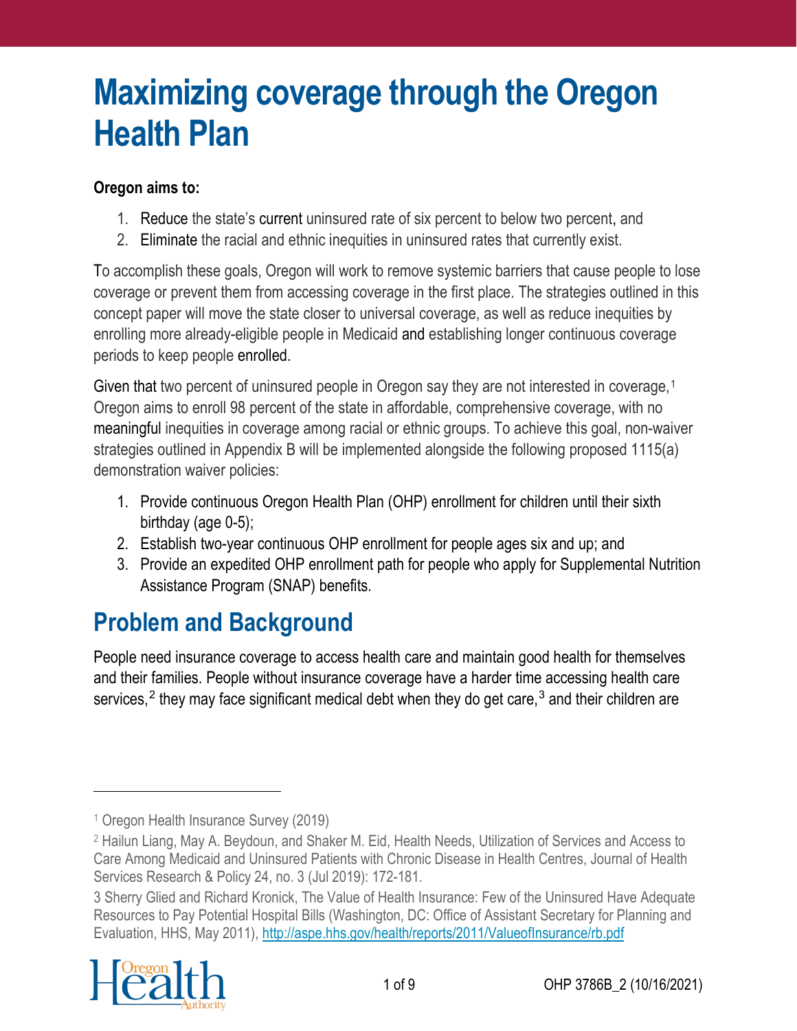# Maximizing coverage through the Oregon Health Plan

**Oregon aims to:**

1. Reduce the state's current uninsured rate of six percent to below two percent, and
2. Eliminate the racial and ethnic inequities in uninsured rates that currently exist.

To accomplish these goals, Oregon will work to remove systemic barriers that cause people to lose coverage or prevent them from accessing coverage in the first place. The strategies outlined in this concept paper will move the state closer to universal coverage, as well as reduce inequities by enrolling more already-eligible people in Medicaid and establishing longer continuous coverage periods to keep people enrolled.

Given that two percent of uninsured people in Oregon say they are not interested in coverage,[1] Oregon aims to enroll 98 percent of the state in affordable, comprehensive coverage, with no meaningful inequities in coverage among racial or ethnic groups. To achieve this goal, non-waiver strategies outlined in Appendix B will be implemented alongside the following proposed 1115(a) demonstration waiver policies:

1. Provide continuous Oregon Health Plan (OHP) enrollment for children until their sixth birthday (age 0-5);
2. Establish two-year continuous OHP enrollment for people ages six and up; and
3. Provide an expedited OHP enrollment path for people who apply for Supplemental Nutrition Assistance Program (SNAP) benefits.

## Problem and Background

People need insurance coverage to access health care and maintain good health for themselves and their families. People without insurance coverage have a harder time accessing health care services,[2] they may face significant medical debt when they do get care,[3] and their children are

---

[1] Oregon Health Insurance Survey (2019)

[2] Hailun Liang, May A. Beydoun, and Shaker M. Eid, Health Needs, Utilization of Services and Access to Care Among Medicaid and Uninsured Patients with Chronic Disease in Health Centres, Journal of Health Services Research & Policy 24, no. 3 (Jul 2019): 172-181.

[3] Sherry Glied and Richard Kronick, The Value of Health Insurance: Few of the Uninsured Have Adequate Resources to Pay Potential Hospital Bills (Washington, DC: Office of Assistant Secretary for Planning and Evaluation, HHS, May 2011), http://aspe.hhs.gov/health/reports/2011/ValueofInsurance/rb.pdf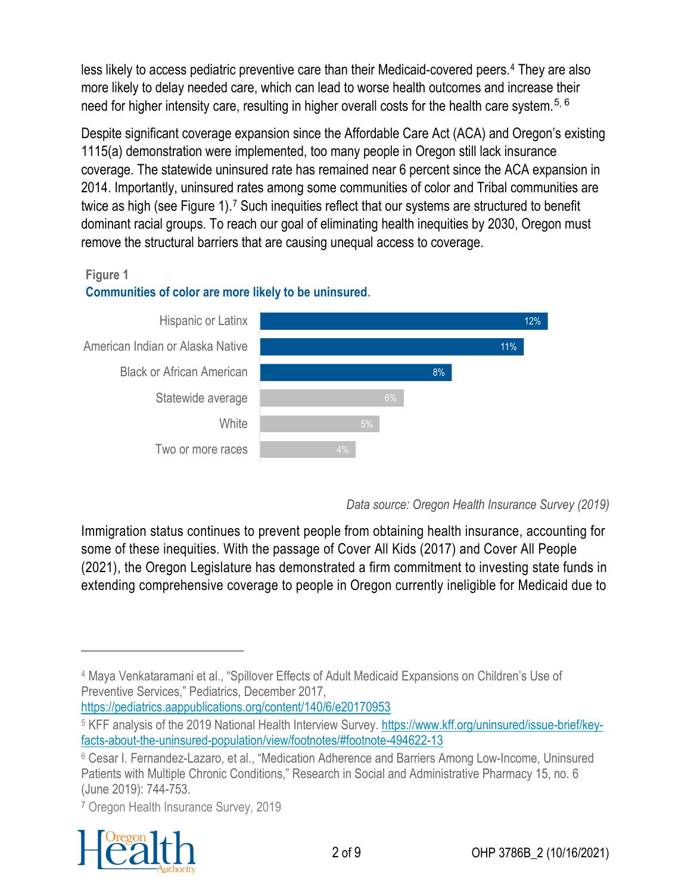less likely to access pediatric preventive care than their Medicaid-covered peers.[4] They are also more likely to delay needed care, which can lead to worse health outcomes and increase their need for higher intensity care, resulting in higher overall costs for the health care system.[5, 6]

Despite significant coverage expansion since the Affordable Care Act (ACA) and Oregon's existing 1115(a) demonstration were implemented, too many people in Oregon still lack insurance coverage. The statewide uninsured rate has remained near 6 percent since the ACA expansion in 2014. Importantly, uninsured rates among some communities of color and Tribal communities are twice as high (see Figure 1).[7] Such inequities reflect that our systems are structured to benefit dominant racial groups. To reach our goal of eliminating health inequities by 2030, Oregon must remove the structural barriers that are causing unequal access to coverage.

**Figure 1**

**Communities of color are more likely to be uninsured.**

| Group | Uninsured rate |
| --- | --- |
| Hispanic or Latinx | 12% |
| American Indian or Alaska Native | 11% |
| Black or African American | 8% |
| Statewide average | 6% |
| White | 5% |
| Two or more races | 4% |

*Data source: Oregon Health Insurance Survey (2019)*

Immigration status continues to prevent people from obtaining health insurance, accounting for some of these inequities. With the passage of Cover All Kids (2017) and Cover All People (2021), the Oregon Legislature has demonstrated a firm commitment to investing state funds in extending comprehensive coverage to people in Oregon currently ineligible for Medicaid due to

---

[4] Maya Venkataramani et al., "Spillover Effects of Adult Medicaid Expansions on Children's Use of Preventive Services," Pediatrics, December 2017, https://pediatrics.aappublications.org/content/140/6/e20170953

[5] KFF analysis of the 2019 National Health Interview Survey. https://www.kff.org/uninsured/issue-brief/key-facts-about-the-uninsured-population/view/footnotes/#footnote-494622-13

[6] Cesar I. Fernandez-Lazaro, et al., "Medication Adherence and Barriers Among Low-Income, Uninsured Patients with Multiple Chronic Conditions," Research in Social and Administrative Pharmacy 15, no. 6 (June 2019): 744-753.

[7] Oregon Health Insurance Survey, 2019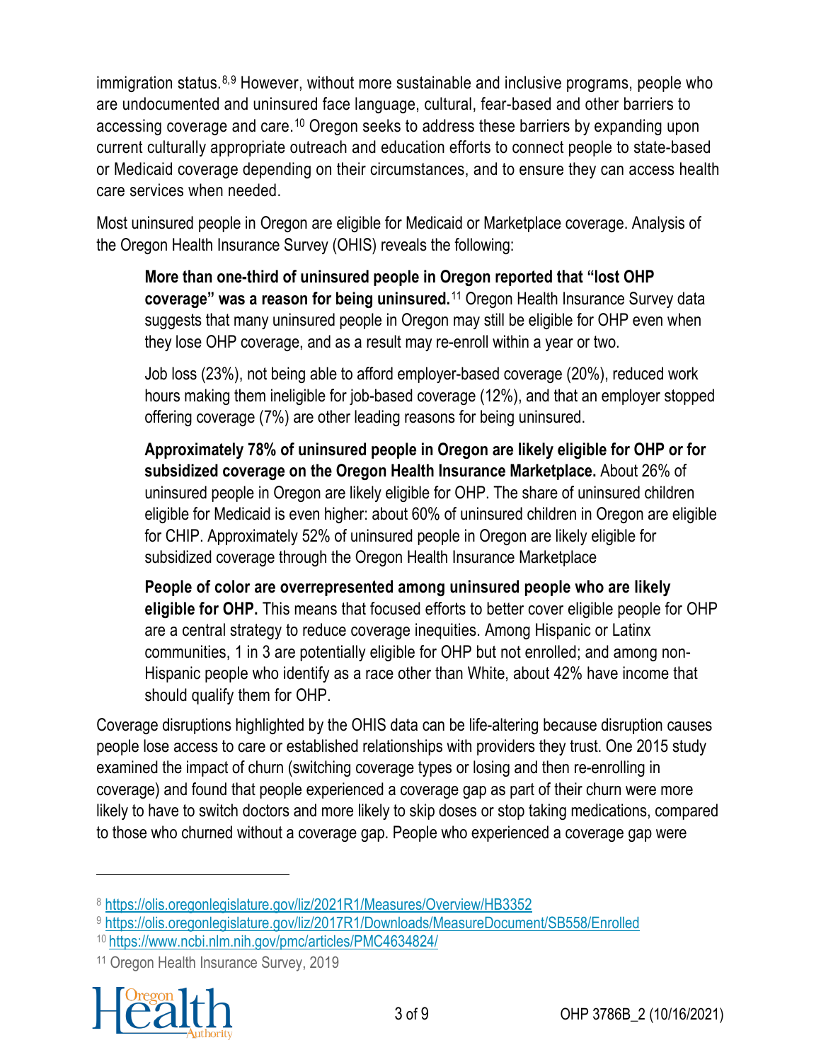immigration status.[8,9] However, without more sustainable and inclusive programs, people who are undocumented and uninsured face language, cultural, fear-based and other barriers to accessing coverage and care.[10] Oregon seeks to address these barriers by expanding upon current culturally appropriate outreach and education efforts to connect people to state-based or Medicaid coverage depending on their circumstances, and to ensure they can access health care services when needed.

Most uninsured people in Oregon are eligible for Medicaid or Marketplace coverage. Analysis of the Oregon Health Insurance Survey (OHIS) reveals the following:

> **More than one-third of uninsured people in Oregon reported that "lost OHP coverage" was a reason for being uninsured.**[11] Oregon Health Insurance Survey data suggests that many uninsured people in Oregon may still be eligible for OHP even when they lose OHP coverage, and as a result may re-enroll within a year or two.
>
> Job loss (23%), not being able to afford employer-based coverage (20%), reduced work hours making them ineligible for job-based coverage (12%), and that an employer stopped offering coverage (7%) are other leading reasons for being uninsured.
>
> **Approximately 78% of uninsured people in Oregon are likely eligible for OHP or for subsidized coverage on the Oregon Health Insurance Marketplace.** About 26% of uninsured people in Oregon are likely eligible for OHP. The share of uninsured children eligible for Medicaid is even higher: about 60% of uninsured children in Oregon are eligible for CHIP. Approximately 52% of uninsured people in Oregon are likely eligible for subsidized coverage through the Oregon Health Insurance Marketplace
>
> **People of color are overrepresented among uninsured people who are likely eligible for OHP.** This means that focused efforts to better cover eligible people for OHP are a central strategy to reduce coverage inequities. Among Hispanic or Latinx communities, 1 in 3 are potentially eligible for OHP but not enrolled; and among non-Hispanic people who identify as a race other than White, about 42% have income that should qualify them for OHP.

Coverage disruptions highlighted by the OHIS data can be life-altering because disruption causes people lose access to care or established relationships with providers they trust. One 2015 study examined the impact of churn (switching coverage types or losing and then re-enrolling in coverage) and found that people experienced a coverage gap as part of their churn were more likely to have to switch doctors and more likely to skip doses or stop taking medications, compared to those who churned without a coverage gap. People who experienced a coverage gap were

---

[8] https://olis.oregonlegislature.gov/liz/2021R1/Measures/Overview/HB3352

[9] https://olis.oregonlegislature.gov/liz/2017R1/Downloads/MeasureDocument/SB558/Enrolled

[10] https://www.ncbi.nlm.nih.gov/pmc/articles/PMC4634824/

[11] Oregon Health Insurance Survey, 2019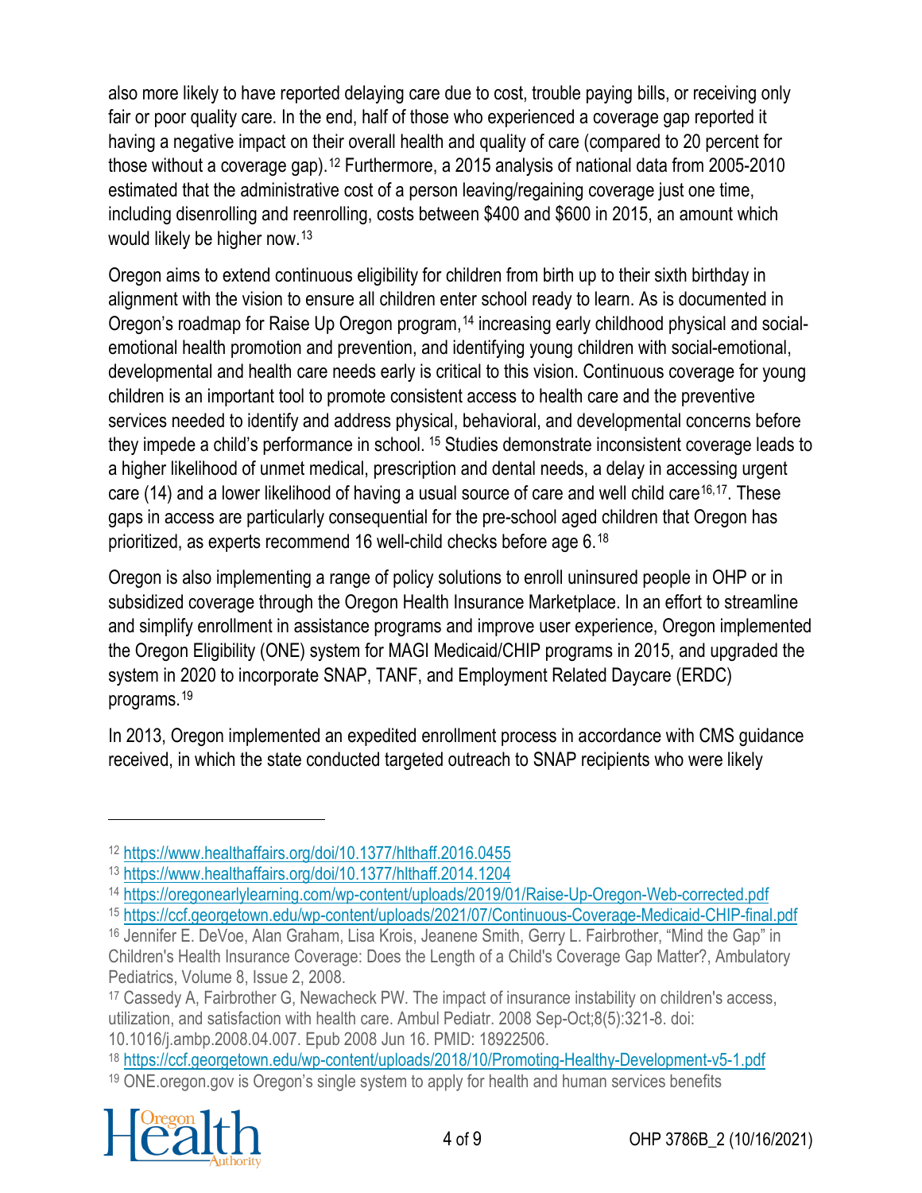also more likely to have reported delaying care due to cost, trouble paying bills, or receiving only fair or poor quality care. In the end, half of those who experienced a coverage gap reported it having a negative impact on their overall health and quality of care (compared to 20 percent for those without a coverage gap).[12] Furthermore, a 2015 analysis of national data from 2005-2010 estimated that the administrative cost of a person leaving/regaining coverage just one time, including disenrolling and reenrolling, costs between $400 and $600 in 2015, an amount which would likely be higher now.[13]

Oregon aims to extend continuous eligibility for children from birth up to their sixth birthday in alignment with the vision to ensure all children enter school ready to learn. As is documented in Oregon's roadmap for Raise Up Oregon program,[14] increasing early childhood physical and social-emotional health promotion and prevention, and identifying young children with social-emotional, developmental and health care needs early is critical to this vision. Continuous coverage for young children is an important tool to promote consistent access to health care and the preventive services needed to identify and address physical, behavioral, and developmental concerns before they impede a child's performance in school. [15] Studies demonstrate inconsistent coverage leads to a higher likelihood of unmet medical, prescription and dental needs, a delay in accessing urgent care (14) and a lower likelihood of having a usual source of care and well child care[16,17]. These gaps in access are particularly consequential for the pre-school aged children that Oregon has prioritized, as experts recommend 16 well-child checks before age 6.[18]

Oregon is also implementing a range of policy solutions to enroll uninsured people in OHP or in subsidized coverage through the Oregon Health Insurance Marketplace. In an effort to streamline and simplify enrollment in assistance programs and improve user experience, Oregon implemented the Oregon Eligibility (ONE) system for MAGI Medicaid/CHIP programs in 2015, and upgraded the system in 2020 to incorporate SNAP, TANF, and Employment Related Daycare (ERDC) programs.[19]

In 2013, Oregon implemented an expedited enrollment process in accordance with CMS guidance received, in which the state conducted targeted outreach to SNAP recipients who were likely

---

[12] https://www.healthaffairs.org/doi/10.1377/hlthaff.2016.0455

[13] https://www.healthaffairs.org/doi/10.1377/hlthaff.2014.1204

[14] https://oregonearlylearning.com/wp-content/uploads/2019/01/Raise-Up-Oregon-Web-corrected.pdf

[15] https://ccf.georgetown.edu/wp-content/uploads/2021/07/Continuous-Coverage-Medicaid-CHIP-final.pdf

[16] Jennifer E. DeVoe, Alan Graham, Lisa Krois, Jeanene Smith, Gerry L. Fairbrother, "Mind the Gap" in Children's Health Insurance Coverage: Does the Length of a Child's Coverage Gap Matter?, Ambulatory Pediatrics, Volume 8, Issue 2, 2008.

[17] Cassedy A, Fairbrother G, Newacheck PW. The impact of insurance instability on children's access, utilization, and satisfaction with health care. Ambul Pediatr. 2008 Sep-Oct;8(5):321-8. doi: 10.1016/j.ambp.2008.04.007. Epub 2008 Jun 16. PMID: 18922506.

[18] https://ccf.georgetown.edu/wp-content/uploads/2018/10/Promoting-Healthy-Development-v5-1.pdf

[19] ONE.oregon.gov is Oregon's single system to apply for health and human services benefits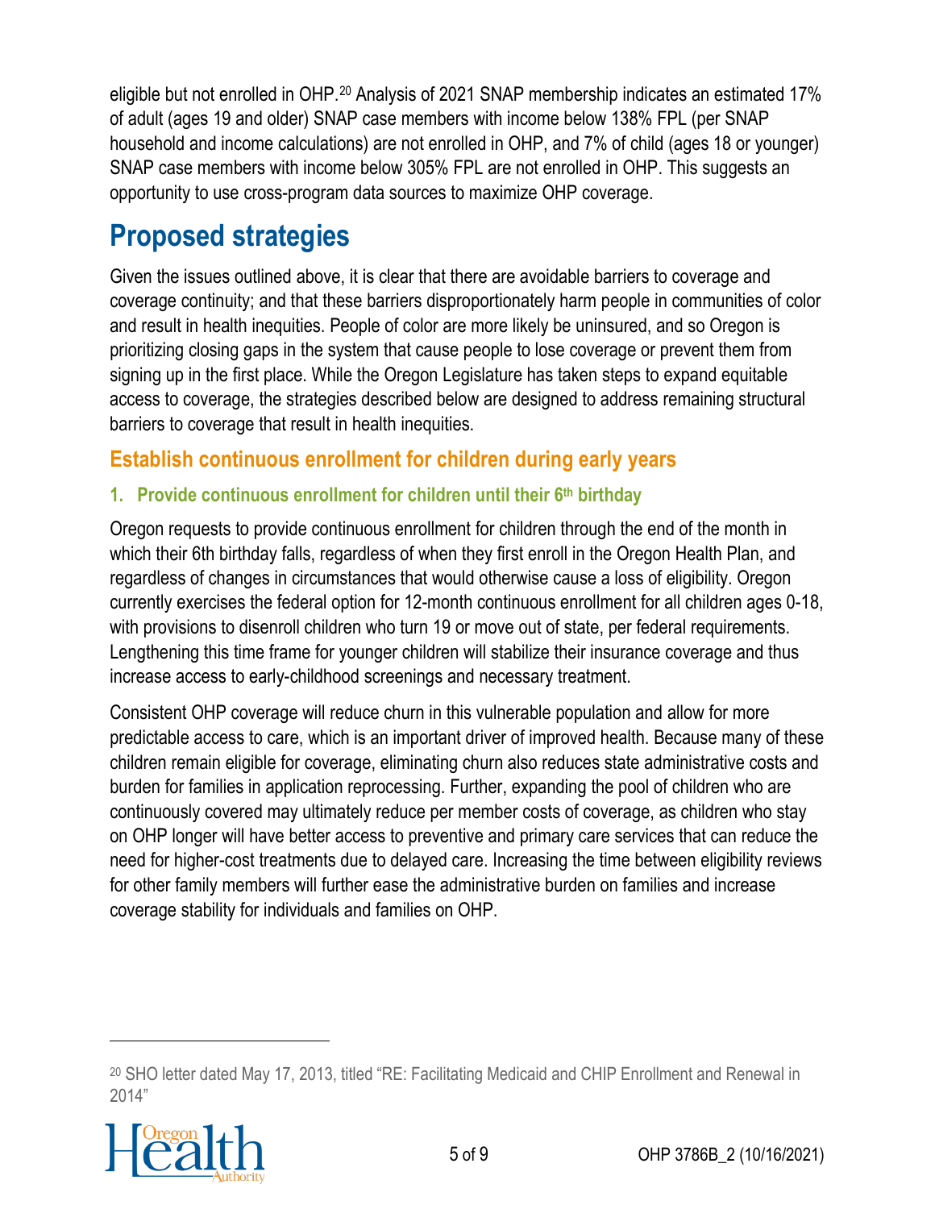eligible but not enrolled in OHP.[20] Analysis of 2021 SNAP membership indicates an estimated 17% of adult (ages 19 and older) SNAP case members with income below 138% FPL (per SNAP household and income calculations) are not enrolled in OHP, and 7% of child (ages 18 or younger) SNAP case members with income below 305% FPL are not enrolled in OHP. This suggests an opportunity to use cross-program data sources to maximize OHP coverage.

# Proposed strategies

Given the issues outlined above, it is clear that there are avoidable barriers to coverage and coverage continuity; and that these barriers disproportionately harm people in communities of color and result in health inequities. People of color are more likely be uninsured, and so Oregon is prioritizing closing gaps in the system that cause people to lose coverage or prevent them from signing up in the first place. While the Oregon Legislature has taken steps to expand equitable access to coverage, the strategies described below are designed to address remaining structural barriers to coverage that result in health inequities.

## Establish continuous enrollment for children during early years

### 1. Provide continuous enrollment for children until their 6th birthday

Oregon requests to provide continuous enrollment for children through the end of the month in which their 6th birthday falls, regardless of when they first enroll in the Oregon Health Plan, and regardless of changes in circumstances that would otherwise cause a loss of eligibility. Oregon currently exercises the federal option for 12-month continuous enrollment for all children ages 0-18, with provisions to disenroll children who turn 19 or move out of state, per federal requirements. Lengthening this time frame for younger children will stabilize their insurance coverage and thus increase access to early-childhood screenings and necessary treatment.

Consistent OHP coverage will reduce churn in this vulnerable population and allow for more predictable access to care, which is an important driver of improved health. Because many of these children remain eligible for coverage, eliminating churn also reduces state administrative costs and burden for families in application reprocessing. Further, expanding the pool of children who are continuously covered may ultimately reduce per member costs of coverage, as children who stay on OHP longer will have better access to preventive and primary care services that can reduce the need for higher-cost treatments due to delayed care. Increasing the time between eligibility reviews for other family members will further ease the administrative burden on families and increase coverage stability for individuals and families on OHP.

---

[20] SHO letter dated May 17, 2013, titled "RE: Facilitating Medicaid and CHIP Enrollment and Renewal in 2014"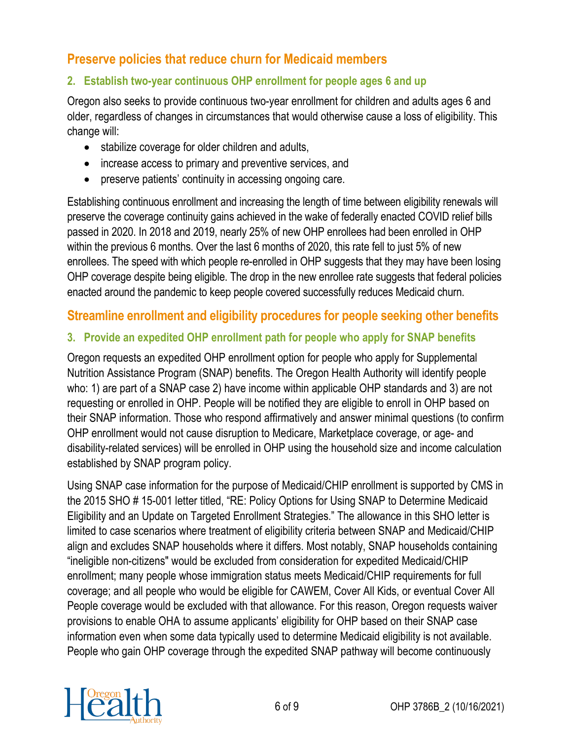## Preserve policies that reduce churn for Medicaid members

### 2. Establish two-year continuous OHP enrollment for people ages 6 and up

Oregon also seeks to provide continuous two-year enrollment for children and adults ages 6 and older, regardless of changes in circumstances that would otherwise cause a loss of eligibility. This change will:

- stabilize coverage for older children and adults,
- increase access to primary and preventive services, and
- preserve patients' continuity in accessing ongoing care.

Establishing continuous enrollment and increasing the length of time between eligibility renewals will preserve the coverage continuity gains achieved in the wake of federally enacted COVID relief bills passed in 2020. In 2018 and 2019, nearly 25% of new OHP enrollees had been enrolled in OHP within the previous 6 months. Over the last 6 months of 2020, this rate fell to just 5% of new enrollees. The speed with which people re-enrolled in OHP suggests that they may have been losing OHP coverage despite being eligible. The drop in the new enrollee rate suggests that federal policies enacted around the pandemic to keep people covered successfully reduces Medicaid churn.

## Streamline enrollment and eligibility procedures for people seeking other benefits

### 3. Provide an expedited OHP enrollment path for people who apply for SNAP benefits

Oregon requests an expedited OHP enrollment option for people who apply for Supplemental Nutrition Assistance Program (SNAP) benefits. The Oregon Health Authority will identify people who: 1) are part of a SNAP case 2) have income within applicable OHP standards and 3) are not requesting or enrolled in OHP. People will be notified they are eligible to enroll in OHP based on their SNAP information. Those who respond affirmatively and answer minimal questions (to confirm OHP enrollment would not cause disruption to Medicare, Marketplace coverage, or age- and disability-related services) will be enrolled in OHP using the household size and income calculation established by SNAP program policy.

Using SNAP case information for the purpose of Medicaid/CHIP enrollment is supported by CMS in the 2015 SHO # 15-001 letter titled, "RE: Policy Options for Using SNAP to Determine Medicaid Eligibility and an Update on Targeted Enrollment Strategies." The allowance in this SHO letter is limited to case scenarios where treatment of eligibility criteria between SNAP and Medicaid/CHIP align and excludes SNAP households where it differs. Most notably, SNAP households containing "ineligible non-citizens" would be excluded from consideration for expedited Medicaid/CHIP enrollment; many people whose immigration status meets Medicaid/CHIP requirements for full coverage; and all people who would be eligible for CAWEM, Cover All Kids, or eventual Cover All People coverage would be excluded with that allowance. For this reason, Oregon requests waiver provisions to enable OHA to assume applicants' eligibility for OHP based on their SNAP case information even when some data typically used to determine Medicaid eligibility is not available. People who gain OHP coverage through the expedited SNAP pathway will become continuously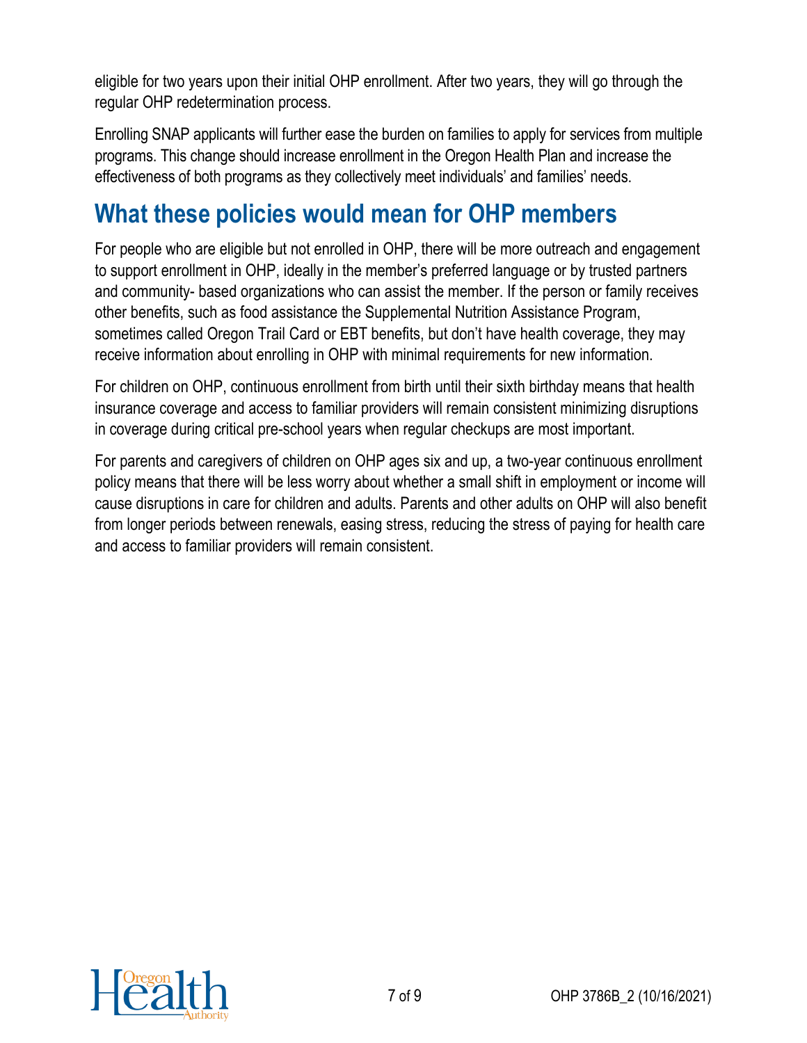eligible for two years upon their initial OHP enrollment. After two years, they will go through the regular OHP redetermination process.

Enrolling SNAP applicants will further ease the burden on families to apply for services from multiple programs. This change should increase enrollment in the Oregon Health Plan and increase the effectiveness of both programs as they collectively meet individuals' and families' needs.

## What these policies would mean for OHP members

For people who are eligible but not enrolled in OHP, there will be more outreach and engagement to support enrollment in OHP, ideally in the member's preferred language or by trusted partners and community- based organizations who can assist the member. If the person or family receives other benefits, such as food assistance the Supplemental Nutrition Assistance Program, sometimes called Oregon Trail Card or EBT benefits, but don't have health coverage, they may receive information about enrolling in OHP with minimal requirements for new information.

For children on OHP, continuous enrollment from birth until their sixth birthday means that health insurance coverage and access to familiar providers will remain consistent minimizing disruptions in coverage during critical pre-school years when regular checkups are most important.

For parents and caregivers of children on OHP ages six and up, a two-year continuous enrollment policy means that there will be less worry about whether a small shift in employment or income will cause disruptions in care for children and adults. Parents and other adults on OHP will also benefit from longer periods between renewals, easing stress, reducing the stress of paying for health care and access to familiar providers will remain consistent.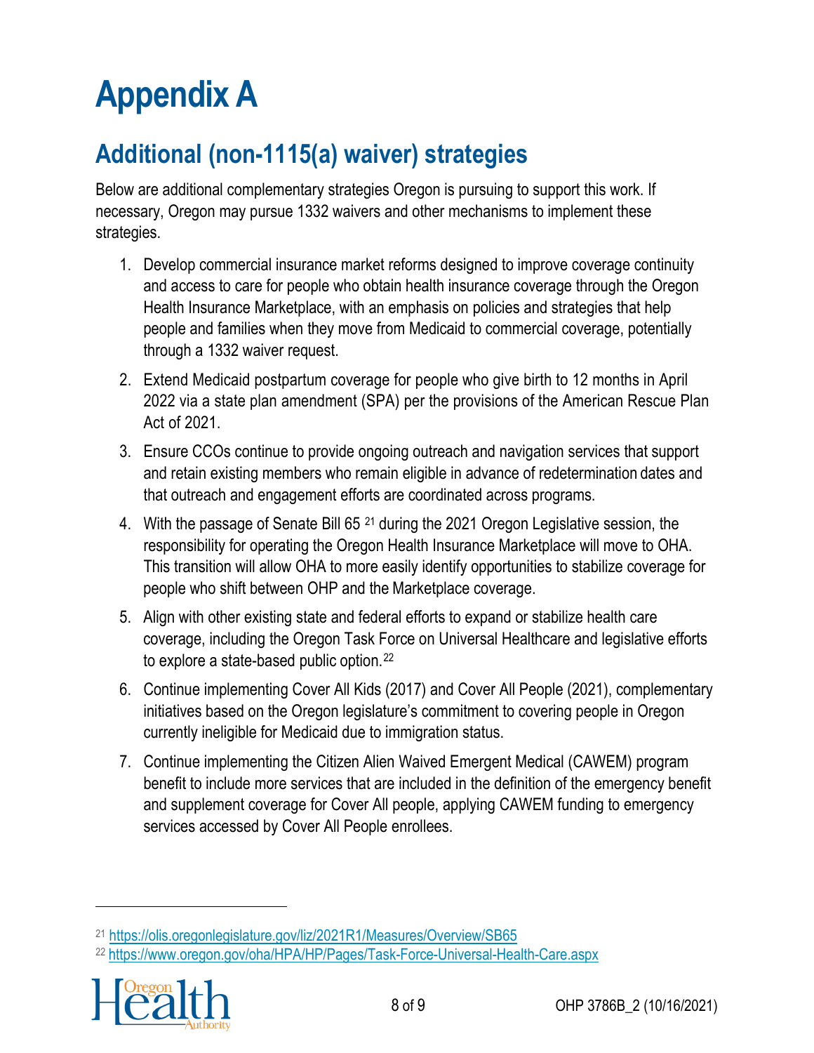# Appendix A

## Additional (non-1115(a) waiver) strategies

Below are additional complementary strategies Oregon is pursuing to support this work. If necessary, Oregon may pursue 1332 waivers and other mechanisms to implement these strategies.

1. Develop commercial insurance market reforms designed to improve coverage continuity and access to care for people who obtain health insurance coverage through the Oregon Health Insurance Marketplace, with an emphasis on policies and strategies that help people and families when they move from Medicaid to commercial coverage, potentially through a 1332 waiver request.
2. Extend Medicaid postpartum coverage for people who give birth to 12 months in April 2022 via a state plan amendment (SPA) per the provisions of the American Rescue Plan Act of 2021.
3. Ensure CCOs continue to provide ongoing outreach and navigation services that support and retain existing members who remain eligible in advance of redetermination dates and that outreach and engagement efforts are coordinated across programs.
4. With the passage of Senate Bill 65 [21] during the 2021 Oregon Legislative session, the responsibility for operating the Oregon Health Insurance Marketplace will move to OHA. This transition will allow OHA to more easily identify opportunities to stabilize coverage for people who shift between OHP and the Marketplace coverage.
5. Align with other existing state and federal efforts to expand or stabilize health care coverage, including the Oregon Task Force on Universal Healthcare and legislative efforts to explore a state-based public option.[22]
6. Continue implementing Cover All Kids (2017) and Cover All People (2021), complementary initiatives based on the Oregon legislature's commitment to covering people in Oregon currently ineligible for Medicaid due to immigration status.
7. Continue implementing the Citizen Alien Waived Emergent Medical (CAWEM) program benefit to include more services that are included in the definition of the emergency benefit and supplement coverage for Cover All people, applying CAWEM funding to emergency services accessed by Cover All People enrollees.

---

[21] https://olis.oregonlegislature.gov/liz/2021R1/Measures/Overview/SB65

[22] https://www.oregon.gov/oha/HPA/HP/Pages/Task-Force-Universal-Health-Care.aspx

OHP 3786B_2 (10/16/2021)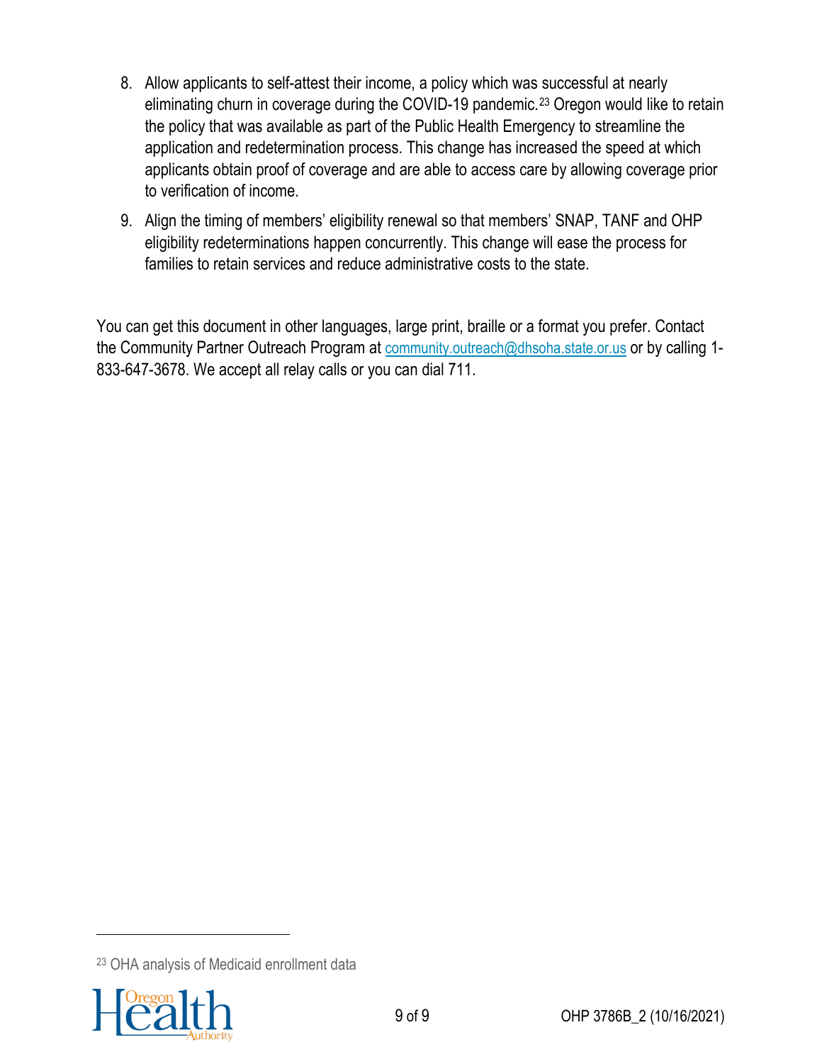8. Allow applicants to self-attest their income, a policy which was successful at nearly eliminating churn in coverage during the COVID-19 pandemic.[23] Oregon would like to retain the policy that was available as part of the Public Health Emergency to streamline the application and redetermination process. This change has increased the speed at which applicants obtain proof of coverage and are able to access care by allowing coverage prior to verification of income.
9. Align the timing of members' eligibility renewal so that members' SNAP, TANF and OHP eligibility redeterminations happen concurrently. This change will ease the process for families to retain services and reduce administrative costs to the state.

You can get this document in other languages, large print, braille or a format you prefer. Contact the Community Partner Outreach Program at community.outreach@dhsoha.state.or.us or by calling 1-833-647-3678. We accept all relay calls or you can dial 711.

---

[23] OHA analysis of Medicaid enrollment data